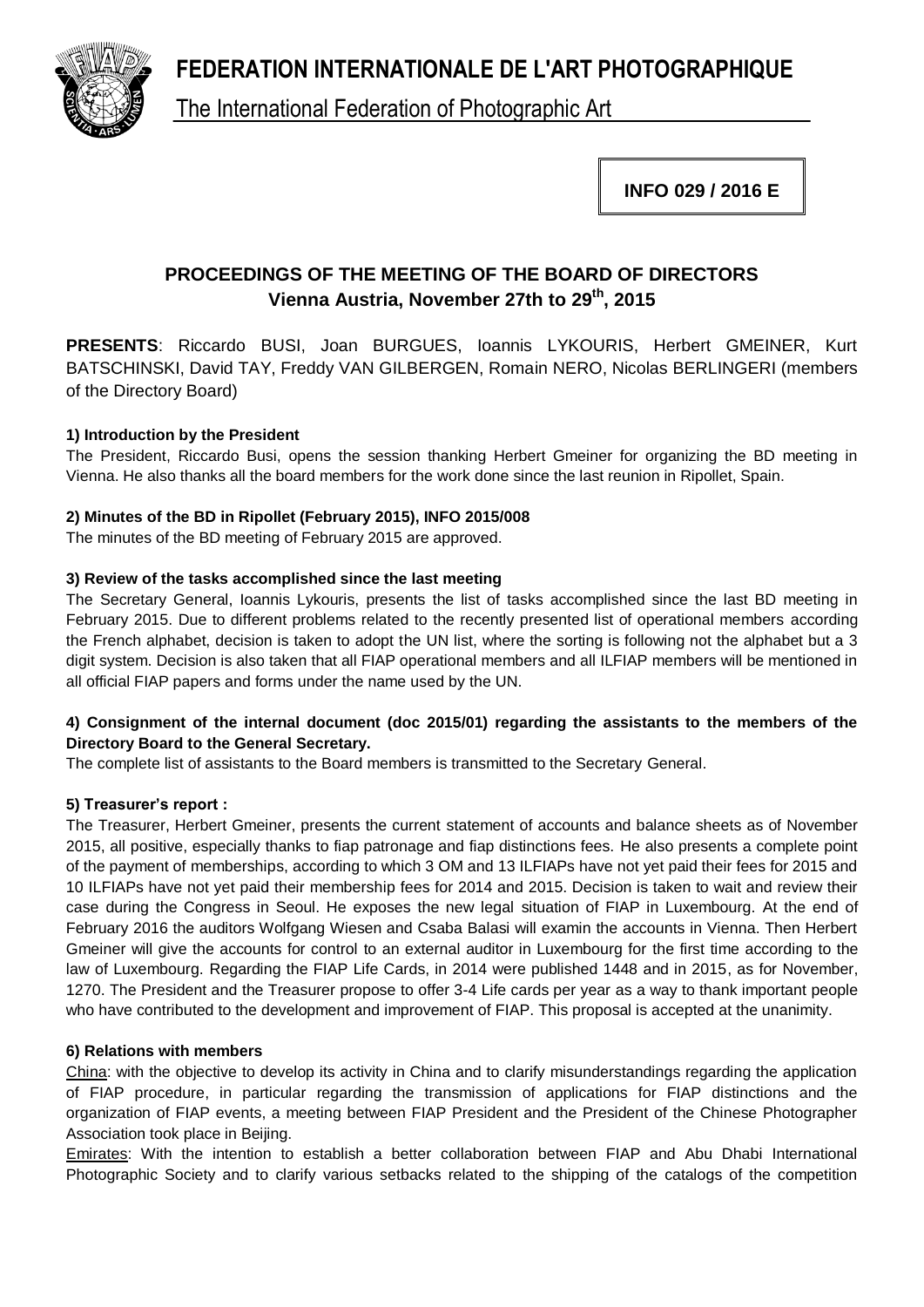# FEDERATION INTERNATIONALE DE L'ART PHOTOGRAPHIQUE

The International Federation of Photographic Art

**INFO 029 / 2016 E**

## PROCEEDINGS OF THE MEETING OF THE BOARD OF DIRECTORS
### Vienna Austria, November 27th to 29th, 2015

**PRESENTS**: Riccardo BUSI, Joan BURGUES, Ioannis LYKOURIS, Herbert GMEINER, Kurt BATSCHINSKI, David TAY, Freddy VAN GILBERGEN, Romain NERO, Nicolas BERLINGERI (members of the Directory Board)

**1) Introduction by the President**

The President, Riccardo Busi, opens the session thanking Herbert Gmeiner for organizing the BD meeting in Vienna. He also thanks all the board members for the work done since the last reunion in Ripollet, Spain.

**2) Minutes of the BD in Ripollet (February 2015), INFO 2015/008**

The minutes of the BD meeting of February 2015 are approved.

**3) Review of the tasks accomplished since the last meeting**

The Secretary General, Ioannis Lykouris, presents the list of tasks accomplished since the last BD meeting in February 2015. Due to different problems related to the recently presented list of operational members according the French alphabet, decision is taken to adopt the UN list, where the sorting is following not the alphabet but a 3 digit system. Decision is also taken that all FIAP operational members and all ILFIAP members will be mentioned in all official FIAP papers and forms under the name used by the UN.

**4) Consignment of the internal document (doc 2015/01) regarding the assistants to the members of the Directory Board to the General Secretary.**

The complete list of assistants to the Board members is transmitted to the Secretary General.

**5) Treasurer's report :**

The Treasurer, Herbert Gmeiner, presents the current statement of accounts and balance sheets as of November 2015, all positive, especially thanks to fiap patronage and fiap distinctions fees. He also presents a complete point of the payment of memberships, according to which 3 OM and 13 ILFIAPs have not yet paid their fees for 2015 and 10 ILFIAPs have not yet paid their membership fees for 2014 and 2015. Decision is taken to wait and review their case during the Congress in Seoul. He exposes the new legal situation of FIAP in Luxembourg. At the end of February 2016 the auditors Wolfgang Wiesen and Csaba Balasi will examin the accounts in Vienna. Then Herbert Gmeiner will give the accounts for control to an external auditor in Luxembourg for the first time according to the law of Luxembourg. Regarding the FIAP Life Cards, in 2014 were published 1448 and in 2015, as for November, 1270. The President and the Treasurer propose to offer 3-4 Life cards per year as a way to thank important people who have contributed to the development and improvement of FIAP. This proposal is accepted at the unanimity.

**6) Relations with members**

China: with the objective to develop its activity in China and to clarify misunderstandings regarding the application of FIAP procedure, in particular regarding the transmission of applications for FIAP distinctions and the organization of FIAP events, a meeting between FIAP President and the President of the Chinese Photographer Association took place in Beijing.

Emirates: With the intention to establish a better collaboration between FIAP and Abu Dhabi International Photographic Society and to clarify various setbacks related to the shipping of the catalogs of the competition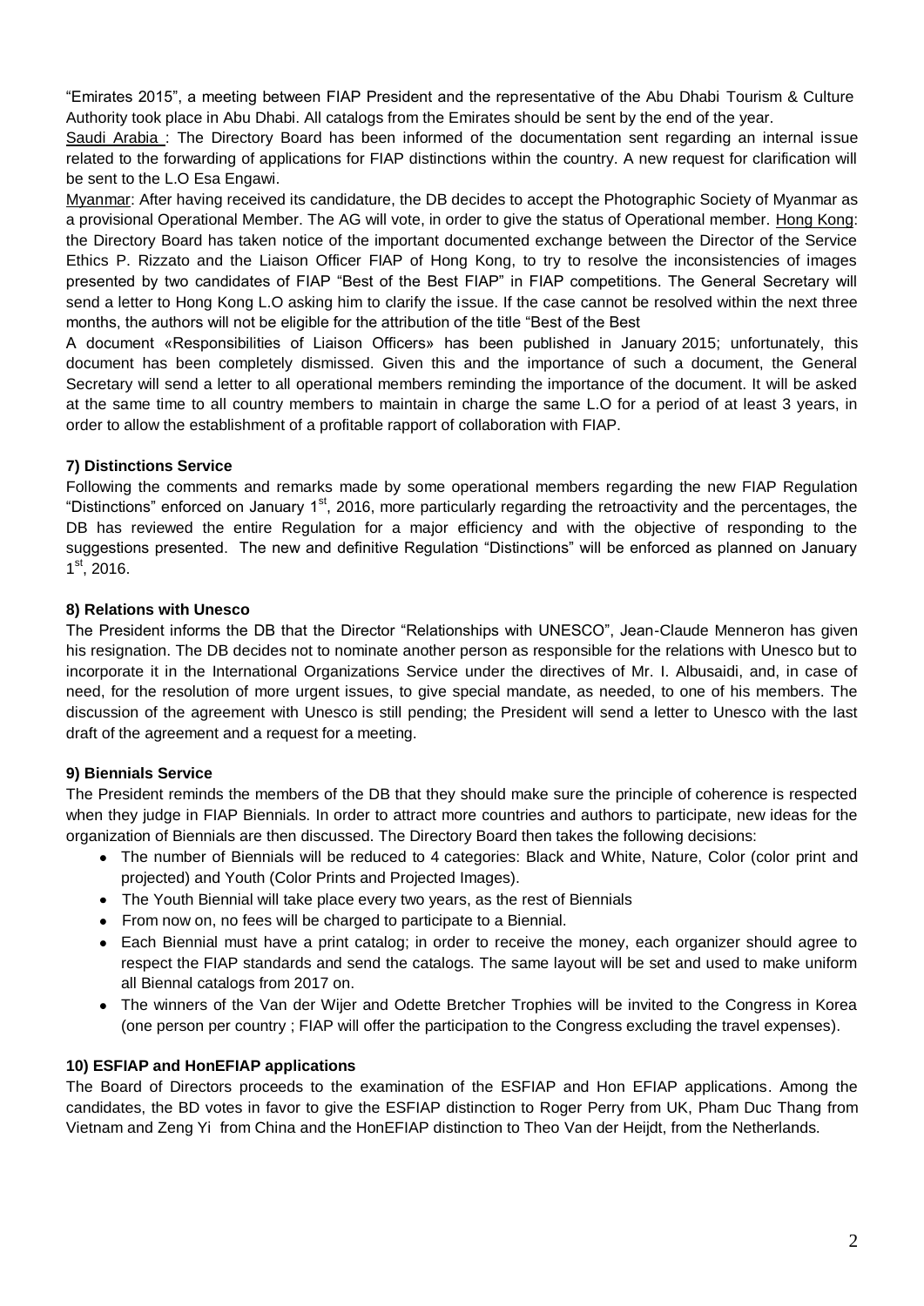"Emirates 2015", a meeting between FIAP President and the representative of the Abu Dhabi Tourism & Culture Authority took place in Abu Dhabi. All catalogs from the Emirates should be sent by the end of the year.

Saudi Arabia : The Directory Board has been informed of the documentation sent regarding an internal issue related to the forwarding of applications for FIAP distinctions within the country. A new request for clarification will be sent to the L.O Esa Engawi.

Myanmar: After having received its candidature, the DB decides to accept the Photographic Society of Myanmar as a provisional Operational Member. The AG will vote, in order to give the status of Operational member. Hong Kong: the Directory Board has taken notice of the important documented exchange between the Director of the Service Ethics P. Rizzato and the Liaison Officer FIAP of Hong Kong, to try to resolve the inconsistencies of images presented by two candidates of FIAP "Best of the Best FIAP" in FIAP competitions. The General Secretary will send a letter to Hong Kong L.O asking him to clarify the issue. If the case cannot be resolved within the next three months, the authors will not be eligible for the attribution of the title "Best of the Best

A document «Responsibilities of Liaison Officers» has been published in January 2015; unfortunately, this document has been completely dismissed. Given this and the importance of such a document, the General Secretary will send a letter to all operational members reminding the importance of the document. It will be asked at the same time to all country members to maintain in charge the same L.O for a period of at least 3 years, in order to allow the establishment of a profitable rapport of collaboration with FIAP.

**7) Distinctions Service**

Following the comments and remarks made by some operational members regarding the new FIAP Regulation "Distinctions" enforced on January 1st, 2016, more particularly regarding the retroactivity and the percentages, the DB has reviewed the entire Regulation for a major efficiency and with the objective of responding to the suggestions presented. The new and definitive Regulation "Distinctions" will be enforced as planned on January 1st, 2016.

**8) Relations with Unesco**

The President informs the DB that the Director "Relationships with UNESCO", Jean-Claude Menneron has given his resignation. The DB decides not to nominate another person as responsible for the relations with Unesco but to incorporate it in the International Organizations Service under the directives of Mr. I. Albusaidi, and, in case of need, for the resolution of more urgent issues, to give special mandate, as needed, to one of his members. The discussion of the agreement with Unesco is still pending; the President will send a letter to Unesco with the last draft of the agreement and a request for a meeting.

**9) Biennials Service**

The President reminds the members of the DB that they should make sure the principle of coherence is respected when they judge in FIAP Biennials. In order to attract more countries and authors to participate, new ideas for the organization of Biennials are then discussed. The Directory Board then takes the following decisions:

- The number of Biennials will be reduced to 4 categories: Black and White, Nature, Color (color print and projected) and Youth (Color Prints and Projected Images).
- The Youth Biennial will take place every two years, as the rest of Biennials
- From now on, no fees will be charged to participate to a Biennial.
- Each Biennial must have a print catalog; in order to receive the money, each organizer should agree to respect the FIAP standards and send the catalogs. The same layout will be set and used to make uniform all Biennal catalogs from 2017 on.
- The winners of the Van der Wijer and Odette Bretcher Trophies will be invited to the Congress in Korea (one person per country ; FIAP will offer the participation to the Congress excluding the travel expenses).

**10) ESFIAP and HonEFIAP applications**

The Board of Directors proceeds to the examination of the ESFIAP and Hon EFIAP applications. Among the candidates, the BD votes in favor to give the ESFIAP distinction to Roger Perry from UK, Pham Duc Thang from Vietnam and Zeng Yi from China and the HonEFIAP distinction to Theo Van der Heijdt, from the Netherlands.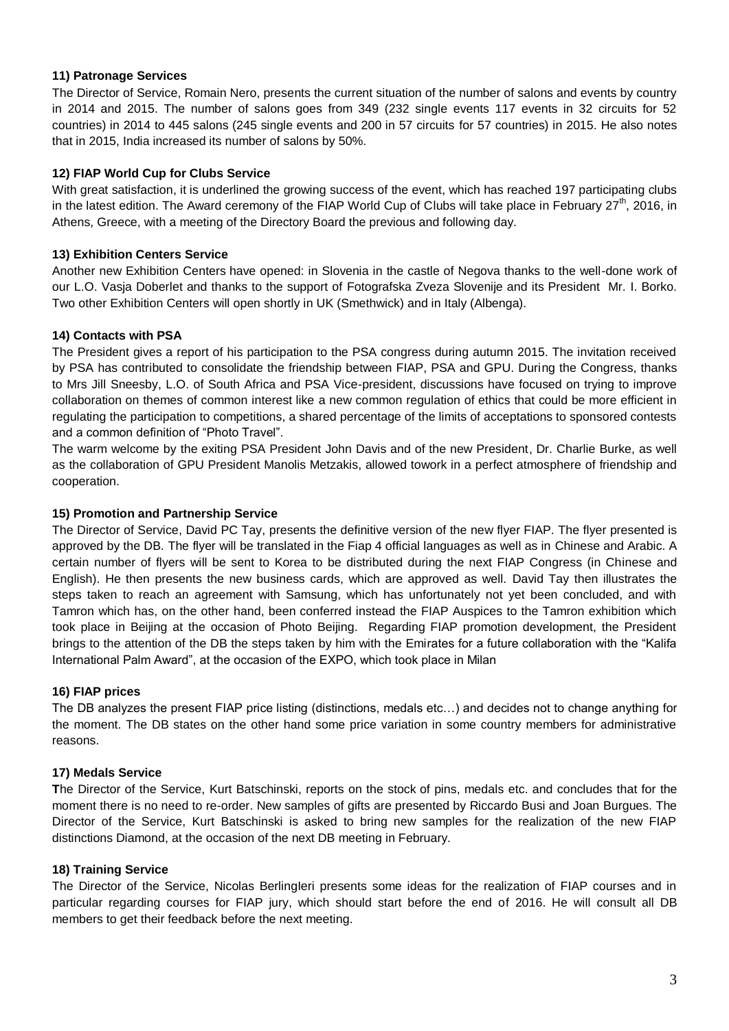**11) Patronage Services**

The Director of Service, Romain Nero, presents the current situation of the number of salons and events by country in 2014 and 2015. The number of salons goes from 349 (232 single events 117 events in 32 circuits for 52 countries) in 2014 to 445 salons (245 single events and 200 in 57 circuits for 57 countries) in 2015. He also notes that in 2015, India increased its number of salons by 50%.

**12) FIAP World Cup for Clubs Service**

With great satisfaction, it is underlined the growing success of the event, which has reached 197 participating clubs in the latest edition. The Award ceremony of the FIAP World Cup of Clubs will take place in February 27th, 2016, in Athens, Greece, with a meeting of the Directory Board the previous and following day.

**13) Exhibition Centers Service**

Another new Exhibition Centers have opened: in Slovenia in the castle of Negova thanks to the well-done work of our L.O. Vasja Doberlet and thanks to the support of Fotografska Zveza Slovenije and its President Mr. I. Borko. Two other Exhibition Centers will open shortly in UK (Smethwick) and in Italy (Albenga).

**14) Contacts with PSA**

The President gives a report of his participation to the PSA congress during autumn 2015. The invitation received by PSA has contributed to consolidate the friendship between FIAP, PSA and GPU. During the Congress, thanks to Mrs Jill Sneesby, L.O. of South Africa and PSA Vice-president, discussions have focused on trying to improve collaboration on themes of common interest like a new common regulation of ethics that could be more efficient in regulating the participation to competitions, a shared percentage of the limits of acceptations to sponsored contests and a common definition of "Photo Travel".

The warm welcome by the exiting PSA President John Davis and of the new President, Dr. Charlie Burke, as well as the collaboration of GPU President Manolis Metzakis, allowed towork in a perfect atmosphere of friendship and cooperation.

**15) Promotion and Partnership Service**

The Director of Service, David PC Tay, presents the definitive version of the new flyer FIAP. The flyer presented is approved by the DB. The flyer will be translated in the Fiap 4 official languages as well as in Chinese and Arabic. A certain number of flyers will be sent to Korea to be distributed during the next FIAP Congress (in Chinese and English). He then presents the new business cards, which are approved as well. David Tay then illustrates the steps taken to reach an agreement with Samsung, which has unfortunately not yet been concluded, and with Tamron which has, on the other hand, been conferred instead the FIAP Auspices to the Tamron exhibition which took place in Beijing at the occasion of Photo Beijing. Regarding FIAP promotion development, the President brings to the attention of the DB the steps taken by him with the Emirates for a future collaboration with the "Kalifa International Palm Award", at the occasion of the EXPO, which took place in Milan

**16) FIAP prices**

The DB analyzes the present FIAP price listing (distinctions, medals etc…) and decides not to change anything for the moment. The DB states on the other hand some price variation in some country members for administrative reasons.

**17) Medals Service**

**T**he Director of the Service, Kurt Batschinski, reports on the stock of pins, medals etc. and concludes that for the moment there is no need to re-order. New samples of gifts are presented by Riccardo Busi and Joan Burgues. The Director of the Service, Kurt Batschinski is asked to bring new samples for the realization of the new FIAP distinctions Diamond, at the occasion of the next DB meeting in February.

**18) Training Service**

The Director of the Service, Nicolas BerlingIeri presents some ideas for the realization of FIAP courses and in particular regarding courses for FIAP jury, which should start before the end of 2016. He will consult all DB members to get their feedback before the next meeting.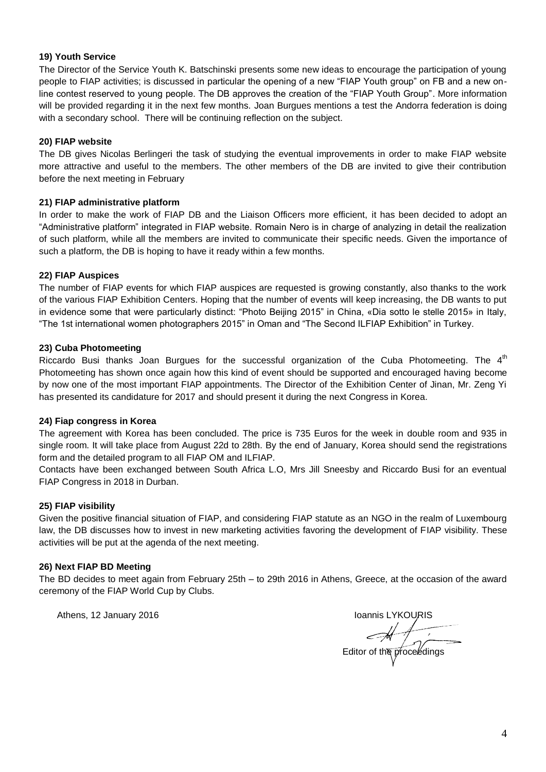**19) Youth Service**

The Director of the Service Youth K. Batschinski presents some new ideas to encourage the participation of young people to FIAP activities; is discussed in particular the opening of a new "FIAP Youth group" on FB and a new on-line contest reserved to young people. The DB approves the creation of the "FIAP Youth Group". More information will be provided regarding it in the next few months. Joan Burgues mentions a test the Andorra federation is doing with a secondary school. There will be continuing reflection on the subject.

**20) FIAP website**

The DB gives Nicolas Berlingeri the task of studying the eventual improvements in order to make FIAP website more attractive and useful to the members. The other members of the DB are invited to give their contribution before the next meeting in February

**21) FIAP administrative platform**

In order to make the work of FIAP DB and the Liaison Officers more efficient, it has been decided to adopt an "Administrative platform" integrated in FIAP website. Romain Nero is in charge of analyzing in detail the realization of such platform, while all the members are invited to communicate their specific needs. Given the importance of such a platform, the DB is hoping to have it ready within a few months.

**22) FIAP Auspices**

The number of FIAP events for which FIAP auspices are requested is growing constantly, also thanks to the work of the various FIAP Exhibition Centers. Hoping that the number of events will keep increasing, the DB wants to put in evidence some that were particularly distinct: "Photo Beijing 2015" in China, «Dia sotto le stelle 2015» in Italy, "The 1st international women photographers 2015" in Oman and "The Second ILFIAP Exhibition" in Turkey.

**23) Cuba Photomeeting**

Riccardo Busi thanks Joan Burgues for the successful organization of the Cuba Photomeeting. The 4th Photomeeting has shown once again how this kind of event should be supported and encouraged having become by now one of the most important FIAP appointments. The Director of the Exhibition Center of Jinan, Mr. Zeng Yi has presented its candidature for 2017 and should present it during the next Congress in Korea.

**24) Fiap congress in Korea**

The agreement with Korea has been concluded. The price is 735 Euros for the week in double room and 935 in single room. It will take place from August 22d to 28th. By the end of January, Korea should send the registrations form and the detailed program to all FIAP OM and ILFIAP.

Contacts have been exchanged between South Africa L.O, Mrs Jill Sneesby and Riccardo Busi for an eventual FIAP Congress in 2018 in Durban.

**25) FIAP visibility**

Given the positive financial situation of FIAP, and considering FIAP statute as an NGO in the realm of Luxembourg law, the DB discusses how to invest in new marketing activities favoring the development of FIAP visibility. These activities will be put at the agenda of the next meeting.

**26) Next FIAP BD Meeting**

The BD decides to meet again from February 25th – to 29th 2016 in Athens, Greece, at the occasion of the award ceremony of the FIAP World Cup by Clubs.

Athens, 12 January 2016

Ioannis LYKOURIS

Editor of the proceedings